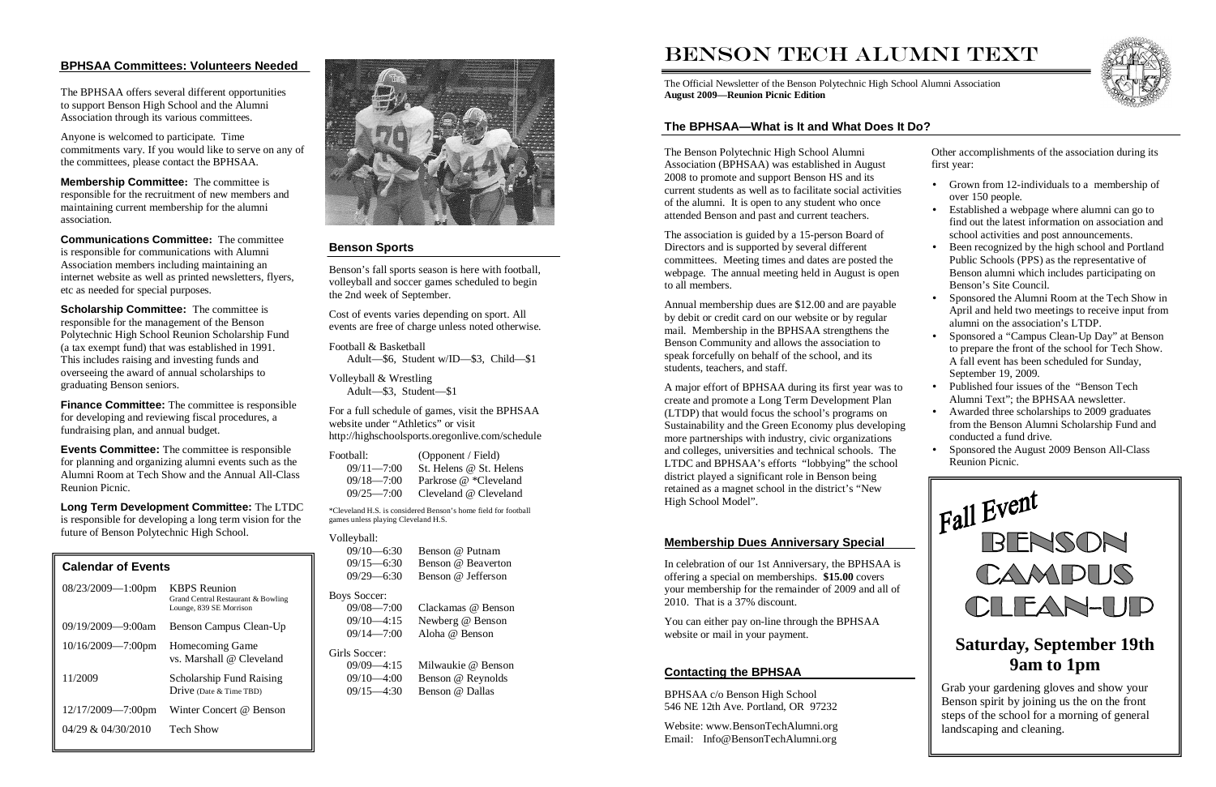## BPHSAA Committees: Volunteers Needed

The BPHSAA offers several different opportunities to support Benson High School and the Alumni Association through its various committees.

Anyone is welcomed to participate. Time commitments vary. If you would like to serve on any of the committees, please contact the BPHSAA.

**Membership Committee:** The committee is responsible for the recruitment of new members and maintaining current membership for the alumni association.

**Communications Committee:** The committee is responsible for communications with Alumni Association members including maintaining an internet website as well as printed newsletters, flyers, etc as needed for special purposes.

**Scholarship Committee:** The committee is responsible for the management of the Benson Polytechnic High School Reunion Scholarship Fund (a tax exempt fund) that was established in 1991. This includes raising and investing funds and overseeing the award of annual scholarships to graduating Benson seniors.

**Finance Committee:** The committee is responsible for developing and reviewing fiscal procedures, a fundraising plan, and annual budget.

**Events Committee:** The committee is responsible for planning and organizing alumni events such as the Alumni Room at Tech Show and the Annual All-Class Reunion Picnic.

**Long Term Development Committee:** The LTDC is responsible for developing a long term vision for the future of Benson Polytechnic High School.

### Calendar of Events

| | |
|---|---|
| 08/23/2009—1:00pm | KBPS Reunion Grand Central Restaurant & Bowling Lounge, 839 SE Morrison |
| 09/19/2009—9:00am | Benson Campus Clean-Up |
| 10/16/2009—7:00pm | Homecoming Game vs. Marshall @ Cleveland |
| 11/2009 | Scholarship Fund Raising Drive (Date & Time TBD) |
| 12/17/2009—7:00pm | Winter Concert @ Benson |
| 04/29 & 04/30/2010 | Tech Show |

## Benson Sports

Benson's fall sports season is here with football, volleyball and soccer games scheduled to begin the 2nd week of September.

Cost of events varies depending on sport. All events are free of charge unless noted otherwise.

Football & Basketball
Adult—$6, Student w/ID—$3, Child—$1

Volleyball & Wrestling
Adult—$3, Student—$1

For a full schedule of games, visit the BPHSAA website under "Athletics" or visit http://highschoolsports.oregonlive.com/schedule

| Football: | (Opponent / Field) |
|---|---|
| 09/11—7:00 | St. Helens @ St. Helens |
| 09/18—7:00 | Parkrose @ *Cleveland |
| 09/25—7:00 | Cleveland @ Cleveland |

*Cleveland H.S. is considered Benson's home field for football games unless playing Cleveland H.S.

| Volleyball: | |
|---|---|
| 09/10—6:30 | Benson @ Putnam |
| 09/15—6:30 | Benson @ Beaverton |
| 09/29—6:30 | Benson @ Jefferson |

| Boys Soccer: | |
|---|---|
| 09/08—7:00 | Clackamas @ Benson |
| 09/10—4:15 | Newberg @ Benson |
| 09/14—7:00 | Aloha @ Benson |

| Girls Soccer: | |
|---|---|
| 09/09—4:15 | Milwaukie @ Benson |
| 09/10—4:00 | Benson @ Reynolds |
| 09/15—4:30 | Benson @ Dallas |

# Benson Tech Alumni Text

The Official Newsletter of the Benson Polytechnic High School Alumni Association
**August 2009—Reunion Picnic Edition**

## The BPHSAA—What is It and What Does It Do?

The Benson Polytechnic High School Alumni Association (BPHSAA) was established in August 2008 to promote and support Benson HS and its current students as well as to facilitate social activities of the alumni. It is open to any student who once attended Benson and past and current teachers.

The association is guided by a 15-person Board of Directors and is supported by several different committees. Meeting times and dates are posted the webpage. The annual meeting held in August is open to all members.

Annual membership dues are $12.00 and are payable by debit or credit card on our website or by regular mail. Membership in the BPHSAA strengthens the Benson Community and allows the association to speak forcefully on behalf of the school, and its students, teachers, and staff.

A major effort of BPHSAA during its first year was to create and promote a Long Term Development Plan (LTDP) that would focus the school's programs on Sustainability and the Green Economy plus developing more partnerships with industry, civic organizations and colleges, universities and technical schools. The LTDC and BPHSAA's efforts "lobbying" the school district played a significant role in Benson being retained as a magnet school in the district's "New High School Model".

Other accomplishments of the association during its first year:

- Grown from 12-individuals to a membership of over 150 people.
- Established a webpage where alumni can go to find out the latest information on association and school activities and post announcements.
- Been recognized by the high school and Portland Public Schools (PPS) as the representative of Benson alumni which includes participating on Benson's Site Council.
- Sponsored the Alumni Room at the Tech Show in April and held two meetings to receive input from alumni on the association's LTDP.
- Sponsored a "Campus Clean-Up Day" at Benson to prepare the front of the school for Tech Show. A fall event has been scheduled for Sunday, September 19, 2009.
- Published four issues of the "Benson Tech Alumni Text"; the BPHSAA newsletter.
- Awarded three scholarships to 2009 graduates from the Benson Alumni Scholarship Fund and conducted a fund drive.
- Sponsored the August 2009 Benson All-Class Reunion Picnic.

## Membership Dues Anniversary Special

In celebration of our 1st Anniversary, the BPHSAA is offering a special on memberships. **$15.00** covers your membership for the remainder of 2009 and all of 2010. That is a 37% discount.

You can either pay on-line through the BPHSAA website or mail in your payment.

## Contacting the BPHSAA

BPHSAA c/o Benson High School
546 NE 12th Ave. Portland, OR 97232

Website: www.BensonTechAlumni.org
Email: Info@BensonTechAlumni.org

*Fall Event*

## BENSON CAMPUS CLEAN-UP

### Saturday, September 19th 9am to 1pm

Grab your gardening gloves and show your Benson spirit by joining us the on the front steps of the school for a morning of general landscaping and cleaning.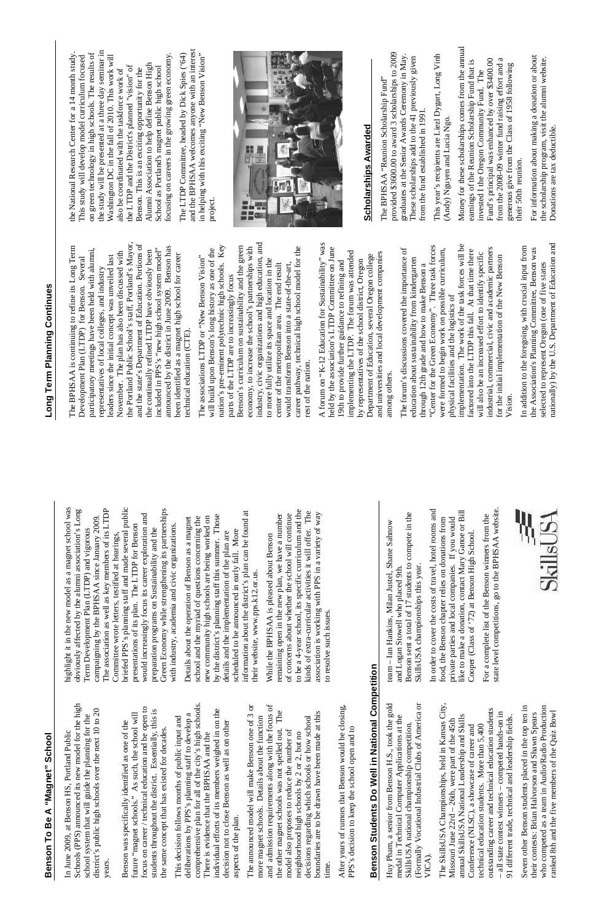## Benson To Be A "Magnet" School

In June 2009, at Benson HS, Portland Public Schools (PPS) announced its new model for the high school system that will guide the planning for the district's public high schools over the next 10 to 20 years.

Benson was specifically identified as one of the future "magnet schools." As such, the school will focus on career / technical education and be open to students throughout the district. Essentially, this is the same concept that has existed for decades.

This decision follows months of public input and deliberations by PPS's planning staff to develop a comprehensive plan for all of the city's high schools. There is evidence that the BPHSAA and the individual efforts of its members weighed in on the decision not to close Benson as well as on other aspects of the plan.

The announced model will make Benson one of 3 or more magnet schools. Details about the function and admission requirements along with the focus of the other magnet schools was not spelled out. The model also proposes to reduce the number of neighborhood high schools by 2 or 3, but no decisions regarding which schools or how school boundaries are to be drawn have been made at this time.

After years of rumors that Benson would be closing, PPS's decision to keep the school open and to highlight it in the new model as a magnet school was obviously affected by the alumni association's Long Term Development Plan (LTDP) and vigorous campaigning by the BPHSAA since January 2009. The association as well as key members of its LTDP Committee wrote letters, testified at hearings, briefed PPS's planning staff and made several public presentations of its plan. The LTDP for Benson would increasingly focus its career exploration and preparation programs on Sustainability and the Green Economy while strengthening its partnerships with industry, academia and civic organizations.

Details about the operation of Benson as a magnet school and the myriad of questions concerning the new community high schools are being worked on by the district's planning staff this summer. Those details and the implementation of the plan are scheduled to be announced in early fall. More information about the district's plan can be found at their website, www.pps.k12.or.us.

While the BPHSAA is pleased about Benson remaining open in the new plan, we have a number of concerns about whether the school will continue to be a 4-year school, its specific curriculum and the kinds of extra-curricular activities it will offer. The association is working with PPS in a variety of way to resolve such issues.

## Benson Students Do Well in National Competition

Huy Pham, a senior from Benson H.S., took the gold medal in Technical Computer Applications at the SkillsUSA national championship competition. (Formally Vocational Industrial Clubs of America or VICA).

The SkillsUSA Championships, held in Kansas City, Missouri June 22rd – 26th, were part of the 45th annual SkillsUSA National Leadership and Skills Conference (NLSC), a showcase of career and technical education students. More than 5,400 outstanding career and technical education students – all state contest winners – competed hands-on in 91 different trade, technical and leadership fields.

Seven other Benson students placed in the top ten in their contests: Brian Halvorson and Shawn Spears who competed as a team in Audio/Radio Production ranked 8th and the five members of the Quiz Bowl team – Ian Hankins, Milan Justel, Shane Salmow and Logan Stowell who placed 9th.

Benson sent a total of 17 students to compete in the SkillsUSA championships this year.

In order to cover the costs of travel, hotel rooms and food, the Benson chapter relies on donations from private parties and local companies. If you would like to make a donation, contact Mary Ganoe or Bill Cooper (Class of '72) at Benson High School.

For a complete list of the Benson winners from the state level competitions, go to the BPHSAA website.

SkillsUSA

## Long Term Planning Continues

The BPHSAA is continuing to refine its Long Term Development Plan (LTDP) for Benson. Several participatory meetings have been held with alumni, representatives of local colleges, and industry leaders since the initial concept was unveiled last November. The plan has also been discussed with the Portland Public School's staff, Portland's Mayor, and the state's Department of Education. Portions of the continually refined LTDP have obviously been included in PPS's "new high school system model" announced by the district in June 2009. Benson has been identified as a magnet high school for career technical education (CTE).

The associations LTDP or "New Benson Vision" will build upon Benson's long history as one of the nation's pre-eminent polytechnic high schools. Key parts of the LTDP are to increasingly focus Benson's curriculum on sustainability and the green economy, to increase the school's partnerships with industry, civic organizations and high education, and to more fully utilize its space and location in the center of the metropolitan area. The end result would transform Benson into a state-of-the-art, career pathway, technical high school model for the rest of the nation.

A forum on "K-12 Education for Sustainability" was held by the association's LTDP Committee on June 19th to provide further guidance to refining and implementing the LTDP. The forum was attended by representatives of the school district, Oregon Department of Education, several Oregon college and universities and local development companies among others.

The forum's discussions covered the importance of education about sustainability from kindergarten through 12th grade and how to make Benson a "Center for the Green Economy". Three task forces were formed to begin work on possible curriculum, physical facilities and the logistics of implementation. The work of the task forces will be factored into the LTDP this fall. At that time there will also be an increased effort to identify specific industrial, commercial, civic and academic partners for the initial implementation of the New Benson Vision.

In addition to the foregoing, with crucial input from the Association's Planning Committee, Benson was selected to represent Oregon (one of five states nationally) by the U.S. Department of Education and the National Research Center for a 14 month study. This study will develop model curriculum focused on green technology in high schools. The results of the study will be presented at a three day seminar in Washington DC in the fall of 2010. This work will also be coordinated with the taskforce work of the LTDP and the District's planned "vision" of Benson. This is an exciting opportunity for the Alumni Association to help define Benson High School as Portland's magnet public high school focusing on careers in the growing green economy.

The LTDP Committee, headed by Dick Spies ('64) and the BPHSAA welcomes anyone with an interest in helping with this exciting "New Benson Vision" project.

## Scholarships Awarded

The BPHSAA "Reunion Scholarship Fund" provided $3600.00 to award 3 scholarships to 2009 graduates at the Senior Awards Ceremony in May. These scholarships add to the 41 previously given from the fund established in 1991.

This year's recipients are Liezl Dygart, Long Vinh (Andy) Nguyen and Lucia Ngo.

Money for these scholarships comes from the annual earnings of the Reunion Scholarship Fund that is invested I the Oregon Community Fund. The Fund's principal was enhanced by over $3400.00 from the 2008-09 winter fund raising effort and a generous give from the Class of 1958 following their 50th reunion.

For information about making a donation or about the scholarship program, visit the alumni website. Donations are tax deductible.